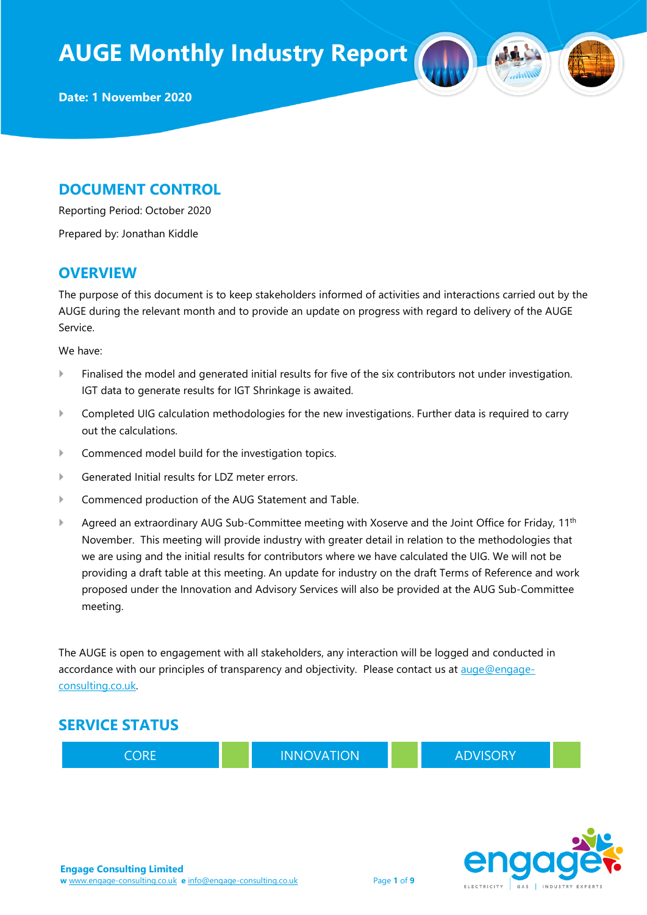# AUGE Monthly Industry Report

**Date: 1 November 2020**

## DOCUMENT CONTROL

Reporting Period: October 2020

Prepared by: Jonathan Kiddle

## OVERVIEW

The purpose of this document is to keep stakeholders informed of activities and interactions carried out by the AUGE during the relevant month and to provide an update on progress with regard to delivery of the AUGE Service.

We have:

- Finalised the model and generated initial results for five of the six contributors not under investigation. IGT data to generate results for IGT Shrinkage is awaited.
- Completed UIG calculation methodologies for the new investigations. Further data is required to carry out the calculations.
- Commenced model build for the investigation topics.
- Generated Initial results for LDZ meter errors.
- Commenced production of the AUG Statement and Table.
- Agreed an extraordinary AUG Sub-Committee meeting with Xoserve and the Joint Office for Friday, 11th November. This meeting will provide industry with greater detail in relation to the methodologies that we are using and the initial results for contributors where we have calculated the UIG. We will not be providing a draft table at this meeting. An update for industry on the draft Terms of Reference and work proposed under the Innovation and Advisory Services will also be provided at the AUG Sub-Committee meeting.

The AUGE is open to engagement with all stakeholders, any interaction will be logged and conducted in accordance with our principles of transparency and objectivity. Please contact us at auge@engage-consulting.co.uk.

## SERVICE STATUS

| CORE | | INNOVATION | | ADVISORY | |
|---|---|---|---|---|---|

**Engage Consulting Limited**
w www.engage-consulting.co.uk e info@engage-consulting.co.uk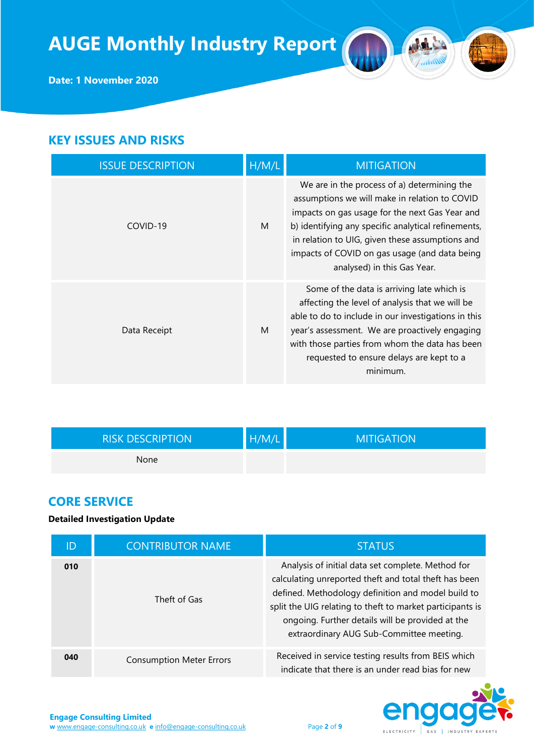# AUGE Monthly Industry Report

**Date: 1 November 2020**

## KEY ISSUES AND RISKS

| ISSUE DESCRIPTION | H/M/L | MITIGATION |
|---|---|---|
| COVID-19 | M | We are in the process of a) determining the assumptions we will make in relation to COVID impacts on gas usage for the next Gas Year and b) identifying any specific analytical refinements, in relation to UIG, given these assumptions and impacts of COVID on gas usage (and data being analysed) in this Gas Year. |
| Data Receipt | M | Some of the data is arriving late which is affecting the level of analysis that we will be able to do to include in our investigations in this year's assessment. We are proactively engaging with those parties from whom the data has been requested to ensure delays are kept to a minimum. |

| RISK DESCRIPTION | H/M/L | MITIGATION |
|---|---|---|
| None | | |

## CORE SERVICE

**Detailed Investigation Update**

| ID | CONTRIBUTOR NAME | STATUS |
|---|---|---|
| **010** | Theft of Gas | Analysis of initial data set complete. Method for calculating unreported theft and total theft has been defined. Methodology definition and model build to split the UIG relating to theft to market participants is ongoing. Further details will be provided at the extraordinary AUG Sub-Committee meeting. |
| **040** | Consumption Meter Errors | Received in service testing results from BEIS which indicate that there is an under read bias for new |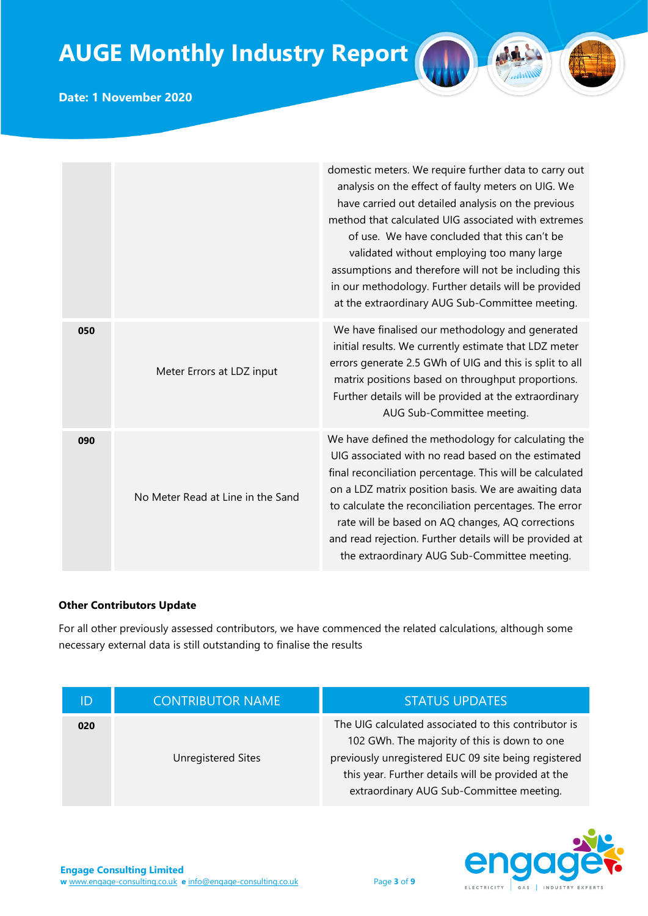| | | |
|---|---|---|
| | | domestic meters. We require further data to carry out analysis on the effect of faulty meters on UIG. We have carried out detailed analysis on the previous method that calculated UIG associated with extremes of use. We have concluded that this can't be validated without employing too many large assumptions and therefore will not be including this in our methodology. Further details will be provided at the extraordinary AUG Sub-Committee meeting. |
| **050** | Meter Errors at LDZ input | We have finalised our methodology and generated initial results. We currently estimate that LDZ meter errors generate 2.5 GWh of UIG and this is split to all matrix positions based on throughput proportions. Further details will be provided at the extraordinary AUG Sub-Committee meeting. |
| **090** | No Meter Read at Line in the Sand | We have defined the methodology for calculating the UIG associated with no read based on the estimated final reconciliation percentage. This will be calculated on a LDZ matrix position basis. We are awaiting data to calculate the reconciliation percentages. The error rate will be based on AQ changes, AQ corrections and read rejection. Further details will be provided at the extraordinary AUG Sub-Committee meeting. |

**Other Contributors Update**

For all other previously assessed contributors, we have commenced the related calculations, although some necessary external data is still outstanding to finalise the results

| ID | CONTRIBUTOR NAME | STATUS UPDATES |
|---|---|---|
| **020** | Unregistered Sites | The UIG calculated associated to this contributor is 102 GWh. The majority of this is down to one previously unregistered EUC 09 site being registered this year. Further details will be provided at the extraordinary AUG Sub-Committee meeting. |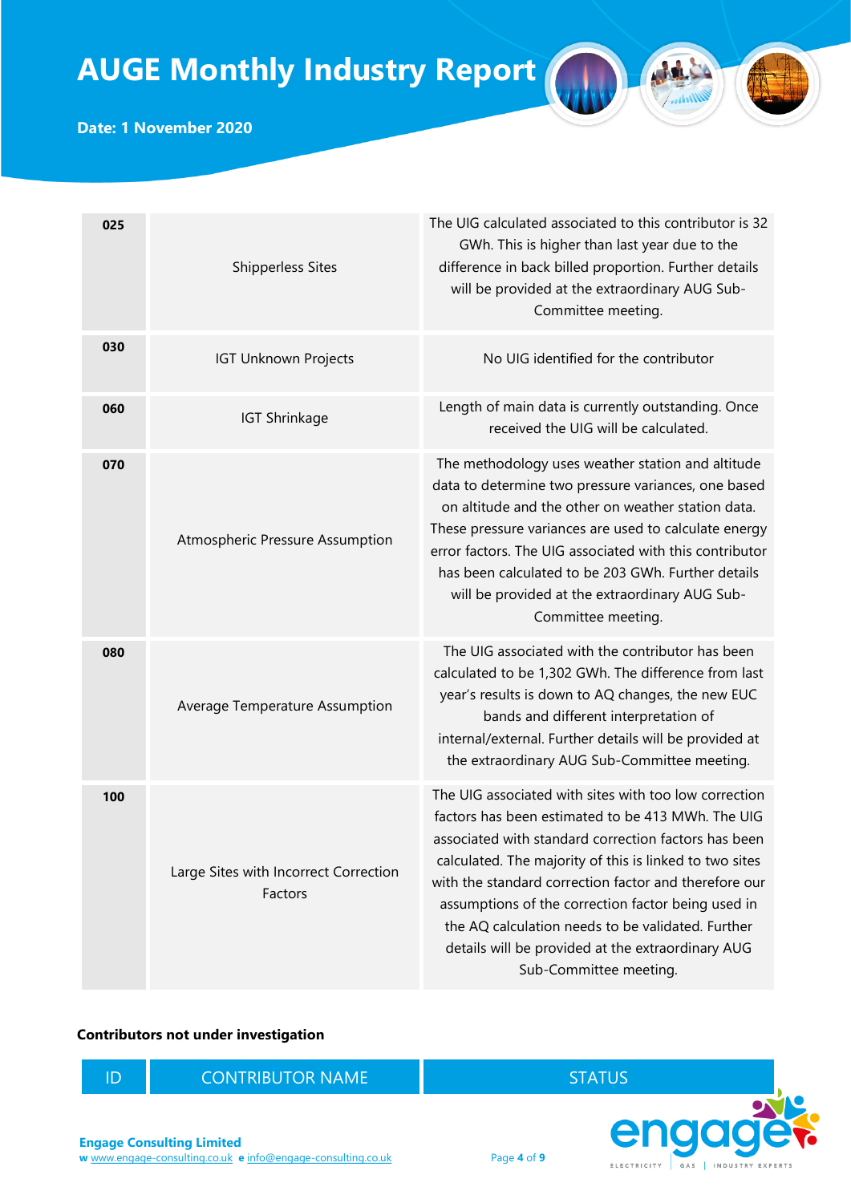| | | |
|---|---|---|
| **025** | Shipperless Sites | The UIG calculated associated to this contributor is 32 GWh. This is higher than last year due to the difference in back billed proportion. Further details will be provided at the extraordinary AUG Sub-Committee meeting. |
| **030** | IGT Unknown Projects | No UIG identified for the contributor |
| **060** | IGT Shrinkage | Length of main data is currently outstanding. Once received the UIG will be calculated. |
| **070** | Atmospheric Pressure Assumption | The methodology uses weather station and altitude data to determine two pressure variances, one based on altitude and the other on weather station data. These pressure variances are used to calculate energy error factors. The UIG associated with this contributor has been calculated to be 203 GWh. Further details will be provided at the extraordinary AUG Sub-Committee meeting. |
| **080** | Average Temperature Assumption | The UIG associated with the contributor has been calculated to be 1,302 GWh. The difference from last year's results is down to AQ changes, the new EUC bands and different interpretation of internal/external. Further details will be provided at the extraordinary AUG Sub-Committee meeting. |
| **100** | Large Sites with Incorrect Correction Factors | The UIG associated with sites with too low correction factors has been estimated to be 413 MWh. The UIG associated with standard correction factors has been calculated. The majority of this is linked to two sites with the standard correction factor and therefore our assumptions of the correction factor being used in the AQ calculation needs to be validated. Further details will be provided at the extraordinary AUG Sub-Committee meeting. |

**Contributors not under investigation**

| ID | CONTRIBUTOR NAME | STATUS |
|---|---|---|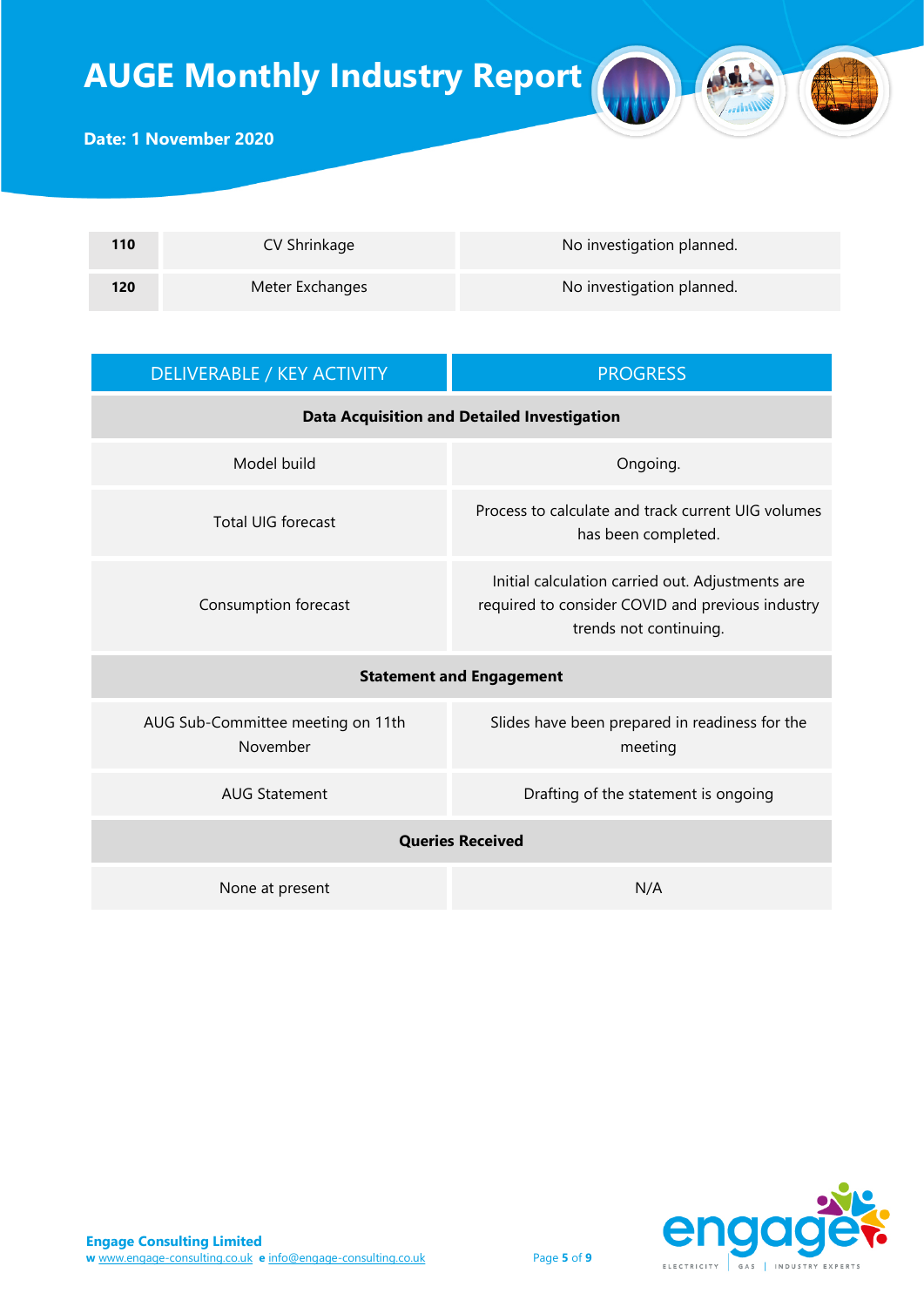| 110 | CV Shrinkage | No investigation planned. |
|---|---|---|
| 120 | Meter Exchanges | No investigation planned. |

| DELIVERABLE / KEY ACTIVITY | PROGRESS |
|---|---|
| **Data Acquisition and Detailed Investigation** | |
| Model build | Ongoing. |
| Total UIG forecast | Process to calculate and track current UIG volumes has been completed. |
| Consumption forecast | Initial calculation carried out. Adjustments are required to consider COVID and previous industry trends not continuing. |
| **Statement and Engagement** | |
| AUG Sub-Committee meeting on 11th November | Slides have been prepared in readiness for the meeting |
| AUG Statement | Drafting of the statement is ongoing |
| **Queries Received** | |
| None at present | N/A |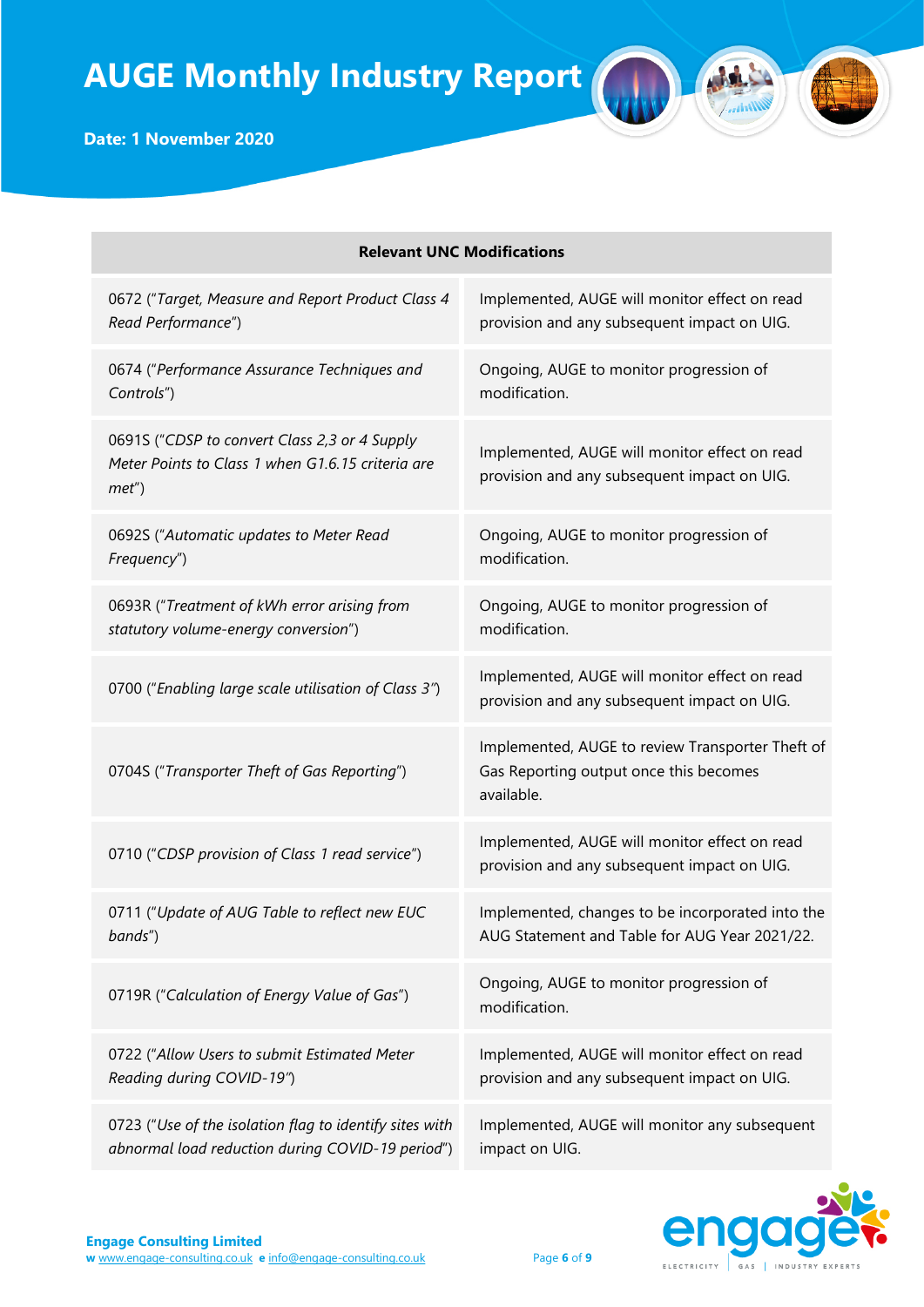| Relevant UNC Modifications | |
|---|---|
| 0672 ("*Target, Measure and Report Product Class 4 Read Performance*") | Implemented, AUGE will monitor effect on read provision and any subsequent impact on UIG. |
| 0674 ("*Performance Assurance Techniques and Controls*") | Ongoing, AUGE to monitor progression of modification. |
| 0691S ("*CDSP to convert Class 2,3 or 4 Supply Meter Points to Class 1 when G1.6.15 criteria are met*") | Implemented, AUGE will monitor effect on read provision and any subsequent impact on UIG. |
| 0692S ("*Automatic updates to Meter Read Frequency*") | Ongoing, AUGE to monitor progression of modification. |
| 0693R ("*Treatment of kWh error arising from statutory volume-energy conversion*") | Ongoing, AUGE to monitor progression of modification. |
| 0700 ("*Enabling large scale utilisation of Class 3*") | Implemented, AUGE will monitor effect on read provision and any subsequent impact on UIG. |
| 0704S ("*Transporter Theft of Gas Reporting*") | Implemented, AUGE to review Transporter Theft of Gas Reporting output once this becomes available. |
| 0710 ("*CDSP provision of Class 1 read service*") | Implemented, AUGE will monitor effect on read provision and any subsequent impact on UIG. |
| 0711 ("*Update of AUG Table to reflect new EUC bands*") | Implemented, changes to be incorporated into the AUG Statement and Table for AUG Year 2021/22. |
| 0719R ("*Calculation of Energy Value of Gas*") | Ongoing, AUGE to monitor progression of modification. |
| 0722 ("*Allow Users to submit Estimated Meter Reading during COVID-19*") | Implemented, AUGE will monitor effect on read provision and any subsequent impact on UIG. |
| 0723 ("*Use of the isolation flag to identify sites with abnormal load reduction during COVID-19 period*") | Implemented, AUGE will monitor any subsequent impact on UIG. |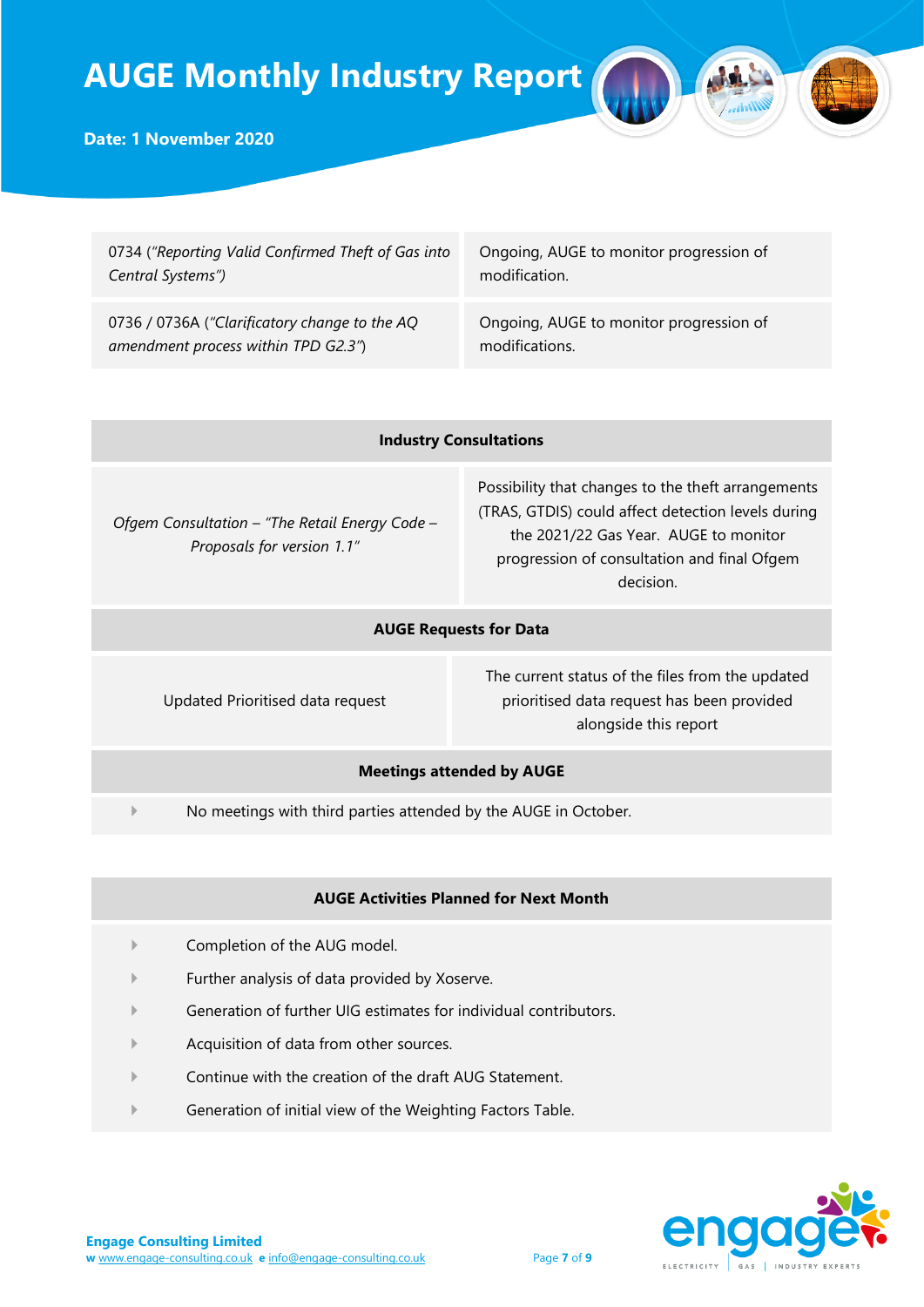| | |
|---|---|
| 0734 (*"Reporting Valid Confirmed Theft of Gas into Central Systems"*) | Ongoing, AUGE to monitor progression of modification. |
| 0736 / 0736A (*"Clarificatory change to the AQ amendment process within TPD G2.3"*) | Ongoing, AUGE to monitor progression of modifications. |

| **Industry Consultations** | |
|---|---|
| *Ofgem Consultation – "The Retail Energy Code – Proposals for version 1.1"* | Possibility that changes to the theft arrangements (TRAS, GTDIS) could affect detection levels during the 2021/22 Gas Year. AUGE to monitor progression of consultation and final Ofgem decision. |
| **AUGE Requests for Data** | |
| Updated Prioritised data request | The current status of the files from the updated prioritised data request has been provided alongside this report |
| **Meetings attended by AUGE** | |
| No meetings with third parties attended by the AUGE in October. | |

**AUGE Activities Planned for Next Month**

- Completion of the AUG model.
- Further analysis of data provided by Xoserve.
- Generation of further UIG estimates for individual contributors.
- Acquisition of data from other sources.
- Continue with the creation of the draft AUG Statement.
- Generation of initial view of the Weighting Factors Table.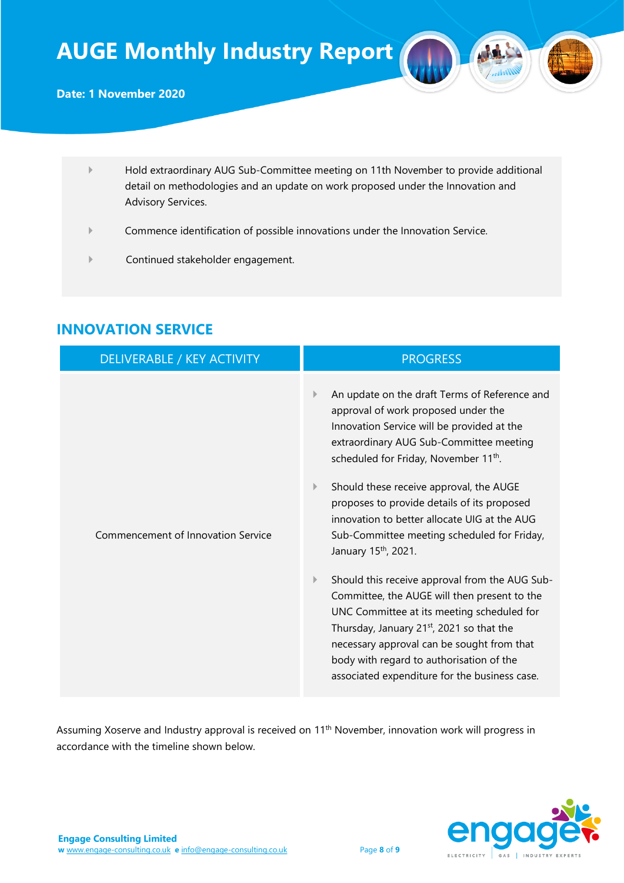- Hold extraordinary AUG Sub-Committee meeting on 11th November to provide additional detail on methodologies and an update on work proposed under the Innovation and Advisory Services.
- Commence identification of possible innovations under the Innovation Service.
- Continued stakeholder engagement.

## INNOVATION SERVICE

| DELIVERABLE / KEY ACTIVITY | PROGRESS |
| --- | --- |
| Commencement of Innovation Service | - An update on the draft Terms of Reference and approval of work proposed under the Innovation Service will be provided at the extraordinary AUG Sub-Committee meeting scheduled for Friday, November 11th. <br> - Should these receive approval, the AUGE proposes to provide details of its proposed innovation to better allocate UIG at the AUG Sub-Committee meeting scheduled for Friday, January 15th, 2021. <br> - Should this receive approval from the AUG Sub-Committee, the AUGE will then present to the UNC Committee at its meeting scheduled for Thursday, January 21st, 2021 so that the necessary approval can be sought from that body with regard to authorisation of the associated expenditure for the business case. |

Assuming Xoserve and Industry approval is received on 11th November, innovation work will progress in accordance with the timeline shown below.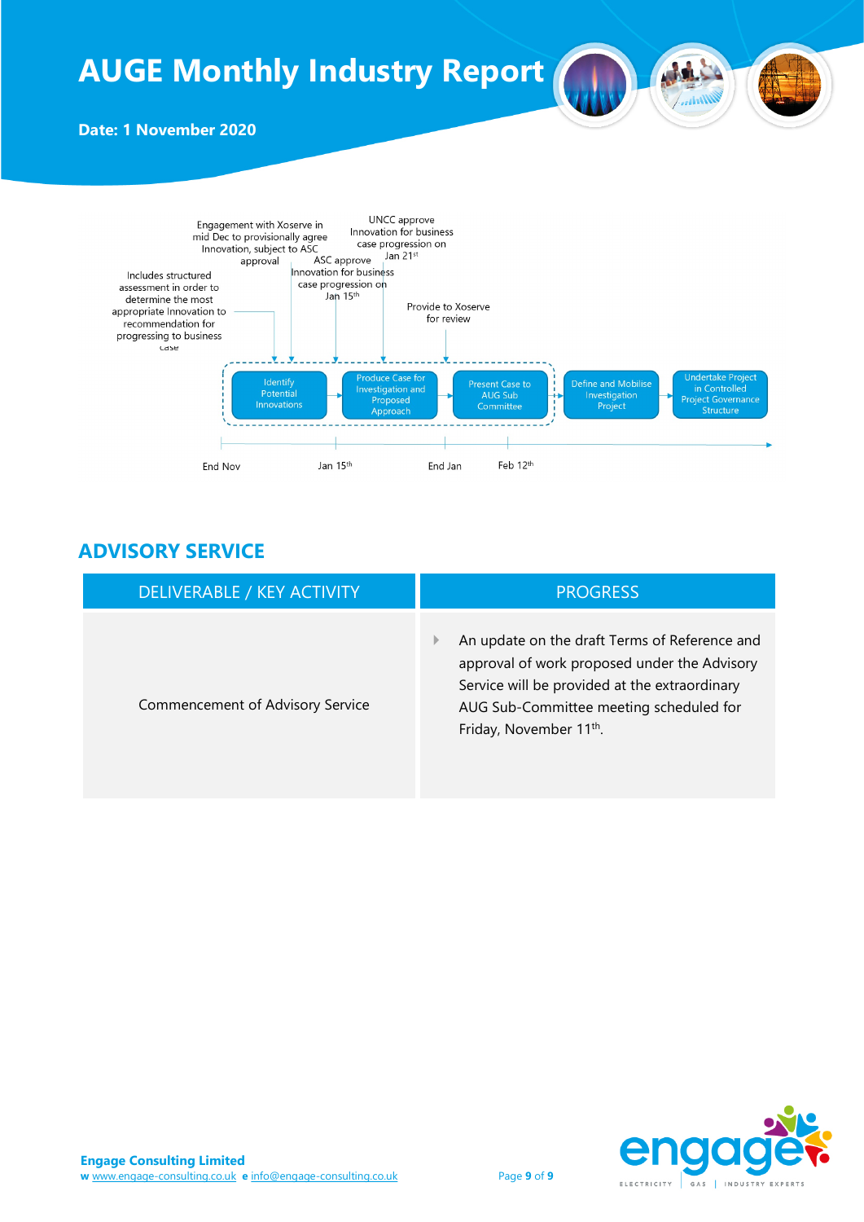# AUGE Monthly Industry Report

**Date: 1 November 2020**

Engagement with Xoserve in mid Dec to provisionally agree Innovation, subject to ASC approval

UNCC approve Innovation for business case progression on Jan 21st

ASC approve Innovation for business case progression on Jan 15th

Includes structured assessment in order to determine the most appropriate Innovation to recommendation for progressing to business case

Provide to Xoserve for review

Identify Potential Innovations

Produce Case for Investigation and Proposed Approach

Present Case to AUG Sub Committee

Define and Mobilise Investigation Project

Undertake Project in Controlled Project Governance Structure

End Nov

Jan 15th

End Jan

Feb 12th

## ADVISORY SERVICE

| DELIVERABLE / KEY ACTIVITY | PROGRESS |
|---|---|
| Commencement of Advisory Service | An update on the draft Terms of Reference and approval of work proposed under the Advisory Service will be provided at the extraordinary AUG Sub-Committee meeting scheduled for Friday, November 11th. |

**Engage Consulting Limited**
w www.engage-consulting.co.uk e info@engage-consulting.co.uk